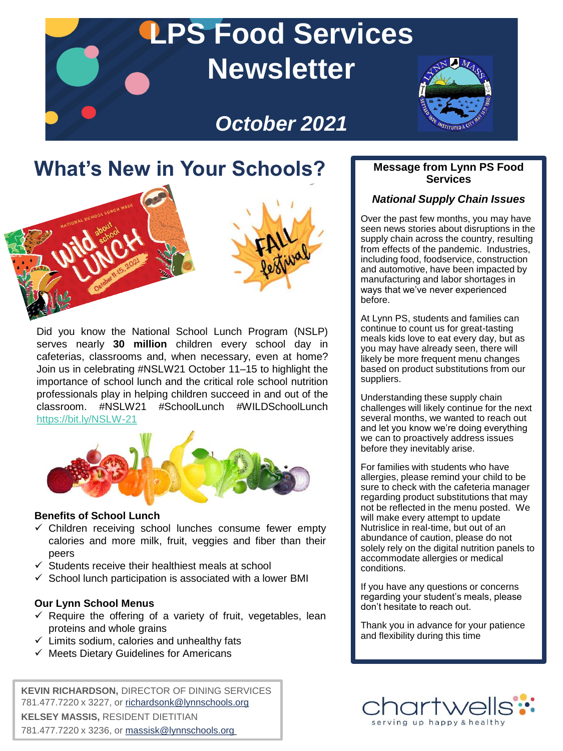# LPS Food Services Newsletter

## October 2021

## What's New in Your Schools?

Did you know the National School Lunch Program (NSLP) serves nearly **30 million** children every school day in cafeterias, classrooms and, when necessary, even at home? Join us in celebrating #NSLW21 October 11–15 to highlight the importance of school lunch and the critical role school nutrition professionals play in helping children succeed in and out of the classroom. #NSLW21 #SchoolLunch #WILDSchoolLunch https://bit.ly/NSLW-21

### Benefits of School Lunch

- ✓ Children receiving school lunches consume fewer empty calories and more milk, fruit, veggies and fiber than their peers
- ✓ Students receive their healthiest meals at school
- ✓ School lunch participation is associated with a lower BMI

### Our Lynn School Menus

- ✓ Require the offering of a variety of fruit, vegetables, lean proteins and whole grains
- ✓ Limits sodium, calories and unhealthy fats
- ✓ Meets Dietary Guidelines for Americans

**KEVIN RICHARDSON,** DIRECTOR OF DINING SERVICES
781.477.7220 x 3227, or richardsonk@lynnschools.org
**KELSEY MASSIS,** RESIDENT DIETITIAN
781.477.7220 x 3236, or massisk@lynnschools.org

### Message from Lynn PS Food Services

***National Supply Chain Issues***

Over the past few months, you may have seen news stories about disruptions in the supply chain across the country, resulting from effects of the pandemic. Industries, including food, foodservice, construction and automotive, have been impacted by manufacturing and labor shortages in ways that we've never experienced before.

At Lynn PS, students and families can continue to count us for great-tasting meals kids love to eat every day, but as you may have already seen, there will likely be more frequent menu changes based on product substitutions from our suppliers.

Understanding these supply chain challenges will likely continue for the next several months, we wanted to reach out and let you know we're doing everything we can to proactively address issues before they inevitably arise.

For families with students who have allergies, please remind your child to be sure to check with the cafeteria manager regarding product substitutions that may not be reflected in the menu posted. We will make every attempt to update Nutrislice in real-time, but out of an abundance of caution, please do not solely rely on the digital nutrition panels to accommodate allergies or medical conditions.

If you have any questions or concerns regarding your student's meals, please don't hesitate to reach out.

Thank you in advance for your patience and flexibility during this time

chartwells
serving up happy & healthy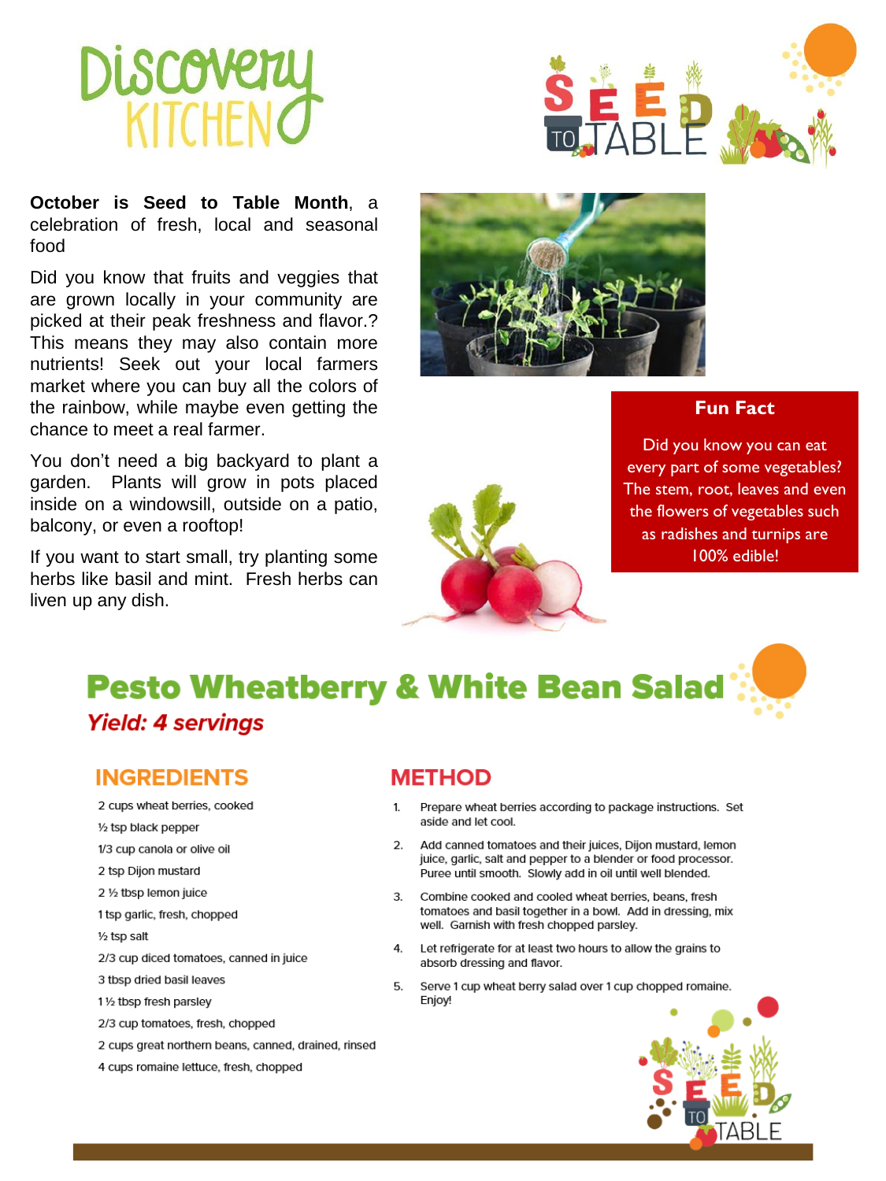# Discovery KITCHEN

**October is Seed to Table Month**, a celebration of fresh, local and seasonal food

Did you know that fruits and veggies that are grown locally in your community are picked at their peak freshness and flavor.? This means they may also contain more nutrients! Seek out your local farmers market where you can buy all the colors of the rainbow, while maybe even getting the chance to meet a real farmer.

You don't need a big backyard to plant a garden. Plants will grow in pots placed inside on a windowsill, outside on a patio, balcony, or even a rooftop!

If you want to start small, try planting some herbs like basil and mint. Fresh herbs can liven up any dish.

### Fun Fact

Did you know you can eat every part of some vegetables? The stem, root, leaves and even the flowers of vegetables such as radishes and turnips are 100% edible!

## Pesto Wheatberry & White Bean Salad

*Yield: 4 servings*

### INGREDIENTS

- 2 cups wheat berries, cooked
- ½ tsp black pepper
- 1/3 cup canola or olive oil
- 2 tsp Dijon mustard
- 2 ½ tbsp lemon juice
- 1 tsp garlic, fresh, chopped
- ½ tsp salt
- 2/3 cup diced tomatoes, canned in juice
- 3 tbsp dried basil leaves
- 1 ½ tbsp fresh parsley
- 2/3 cup tomatoes, fresh, chopped
- 2 cups great northern beans, canned, drained, rinsed
- 4 cups romaine lettuce, fresh, chopped

### METHOD

1. Prepare wheat berries according to package instructions. Set aside and let cool.
2. Add canned tomatoes and their juices, Dijon mustard, lemon juice, garlic, salt and pepper to a blender or food processor. Puree until smooth. Slowly add in oil until well blended.
3. Combine cooked and cooled wheat berries, beans, fresh tomatoes and basil together in a bowl. Add in dressing, mix well. Garnish with fresh chopped parsley.
4. Let refrigerate for at least two hours to allow the grains to absorb dressing and flavor.
5. Serve 1 cup wheat berry salad over 1 cup chopped romaine. Enjoy!